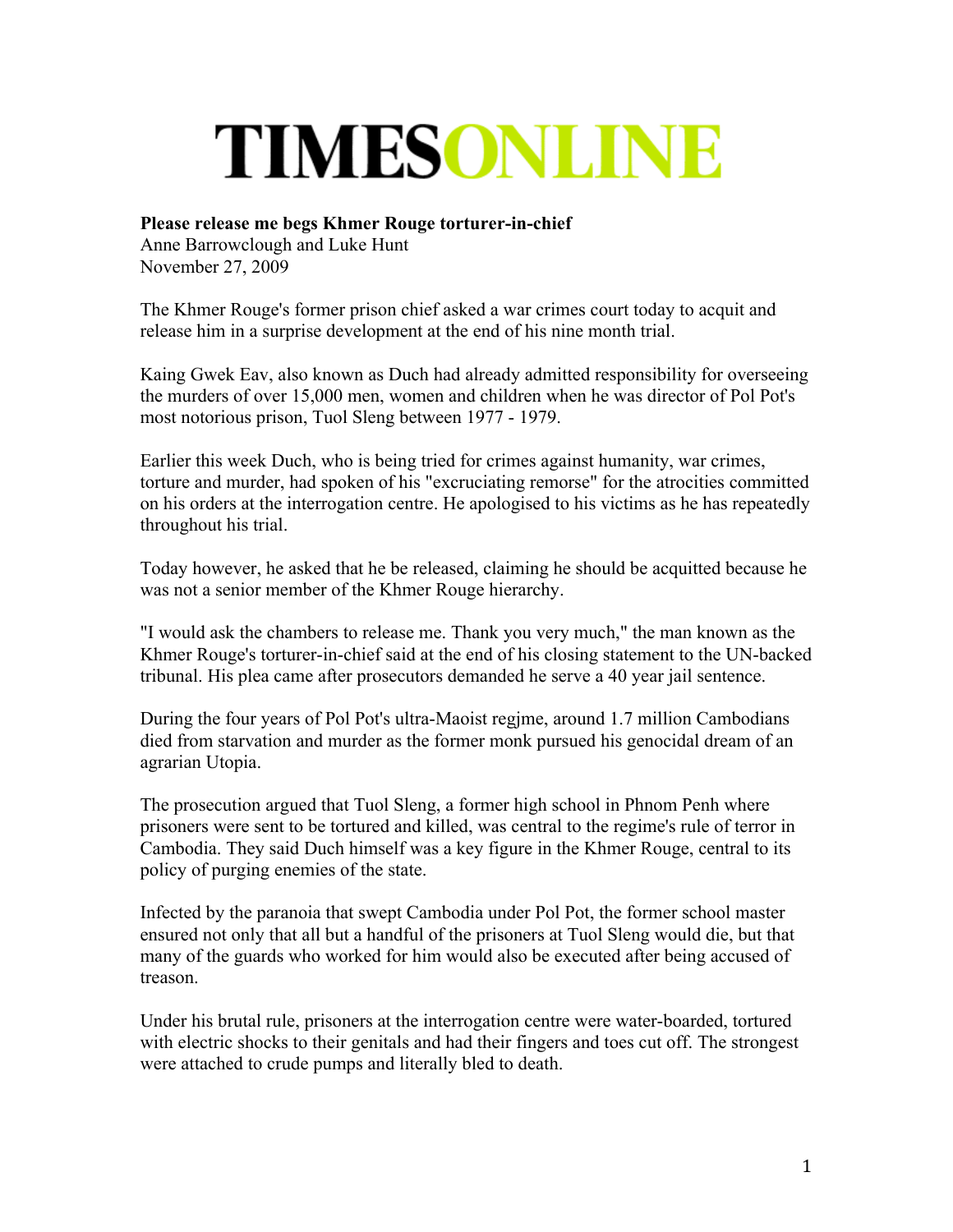# TIMESONLINE

**Please release me begs Khmer Rouge torturer-in-chief**
Anne Barrowclough and Luke Hunt
November 27, 2009

The Khmer Rouge's former prison chief asked a war crimes court today to acquit and release him in a surprise development at the end of his nine month trial.

Kaing Gwek Eav, also known as Duch had already admitted responsibility for overseeing the murders of over 15,000 men, women and children when he was director of Pol Pot's most notorious prison, Tuol Sleng between 1977 - 1979.

Earlier this week Duch, who is being tried for crimes against humanity, war crimes, torture and murder, had spoken of his "excruciating remorse" for the atrocities committed on his orders at the interrogation centre. He apologised to his victims as he has repeatedly throughout his trial.

Today however, he asked that he be released, claiming he should be acquitted because he was not a senior member of the Khmer Rouge hierarchy.

"I would ask the chambers to release me. Thank you very much," the man known as the Khmer Rouge's torturer-in-chief said at the end of his closing statement to the UN-backed tribunal. His plea came after prosecutors demanded he serve a 40 year jail sentence.

During the four years of Pol Pot's ultra-Maoist regjme, around 1.7 million Cambodians died from starvation and murder as the former monk pursued his genocidal dream of an agrarian Utopia.

The prosecution argued that Tuol Sleng, a former high school in Phnom Penh where prisoners were sent to be tortured and killed, was central to the regime's rule of terror in Cambodia. They said Duch himself was a key figure in the Khmer Rouge, central to its policy of purging enemies of the state.

Infected by the paranoia that swept Cambodia under Pol Pot, the former school master ensured not only that all but a handful of the prisoners at Tuol Sleng would die, but that many of the guards who worked for him would also be executed after being accused of treason.

Under his brutal rule, prisoners at the interrogation centre were water-boarded, tortured with electric shocks to their genitals and had their fingers and toes cut off. The strongest were attached to crude pumps and literally bled to death.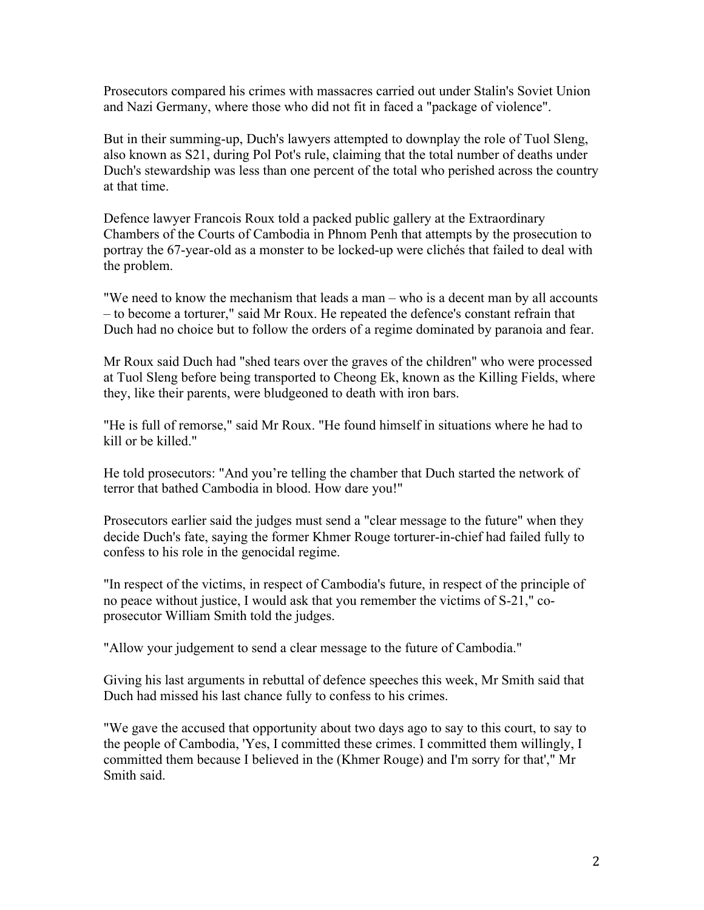Prosecutors compared his crimes with massacres carried out under Stalin's Soviet Union and Nazi Germany, where those who did not fit in faced a "package of violence".

But in their summing-up, Duch's lawyers attempted to downplay the role of Tuol Sleng, also known as S21, during Pol Pot's rule, claiming that the total number of deaths under Duch's stewardship was less than one percent of the total who perished across the country at that time.

Defence lawyer Francois Roux told a packed public gallery at the Extraordinary Chambers of the Courts of Cambodia in Phnom Penh that attempts by the prosecution to portray the 67-year-old as a monster to be locked-up were clichés that failed to deal with the problem.

"We need to know the mechanism that leads a man – who is a decent man by all accounts – to become a torturer," said Mr Roux. He repeated the defence's constant refrain that Duch had no choice but to follow the orders of a regime dominated by paranoia and fear.

Mr Roux said Duch had "shed tears over the graves of the children" who were processed at Tuol Sleng before being transported to Cheong Ek, known as the Killing Fields, where they, like their parents, were bludgeoned to death with iron bars.

"He is full of remorse," said Mr Roux. "He found himself in situations where he had to kill or be killed."

He told prosecutors: "And you're telling the chamber that Duch started the network of terror that bathed Cambodia in blood. How dare you!"

Prosecutors earlier said the judges must send a "clear message to the future" when they decide Duch's fate, saying the former Khmer Rouge torturer-in-chief had failed fully to confess to his role in the genocidal regime.

"In respect of the victims, in respect of Cambodia's future, in respect of the principle of no peace without justice, I would ask that you remember the victims of S-21," co-prosecutor William Smith told the judges.

"Allow your judgement to send a clear message to the future of Cambodia."

Giving his last arguments in rebuttal of defence speeches this week, Mr Smith said that Duch had missed his last chance fully to confess to his crimes.

"We gave the accused that opportunity about two days ago to say to this court, to say to the people of Cambodia, 'Yes, I committed these crimes. I committed them willingly, I committed them because I believed in the (Khmer Rouge) and I'm sorry for that'," Mr Smith said.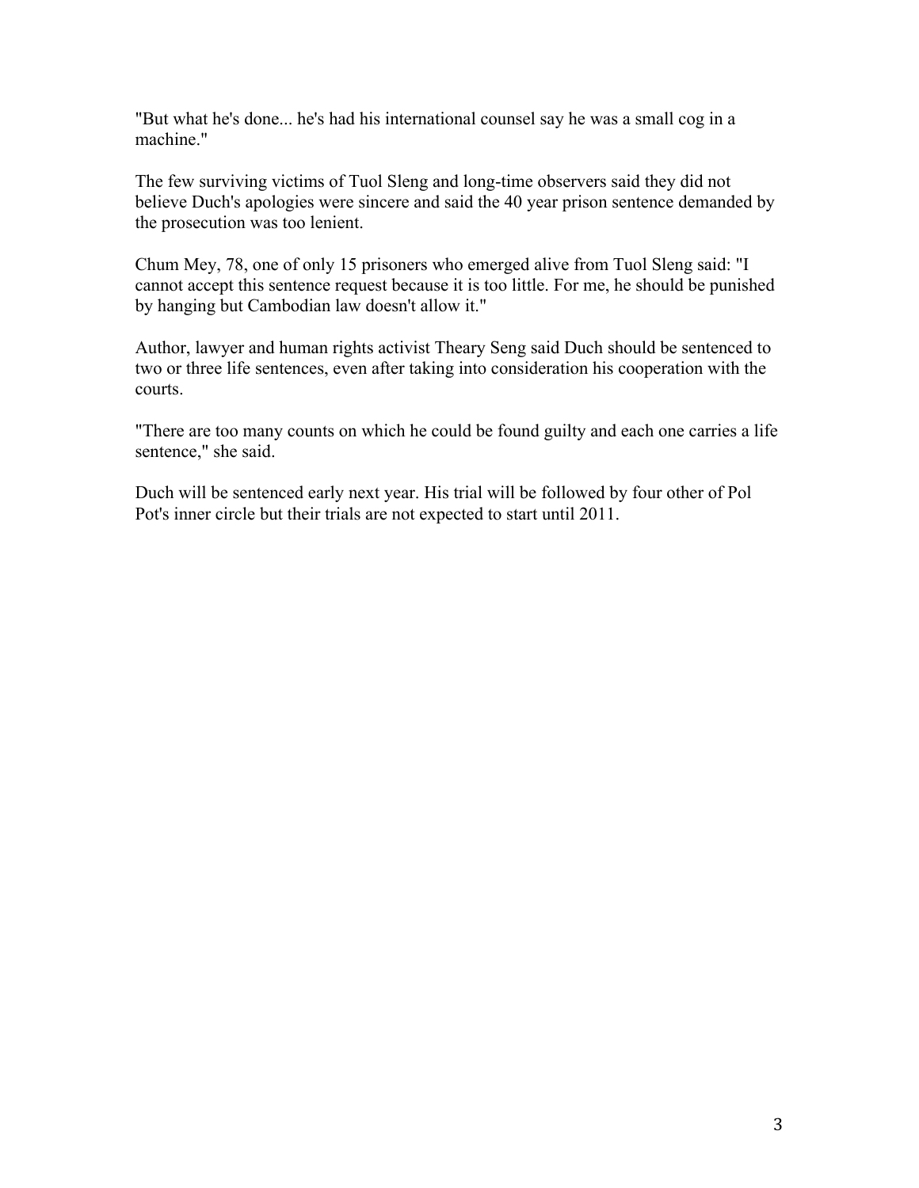"But what he's done... he's had his international counsel say he was a small cog in a machine."

The few surviving victims of Tuol Sleng and long-time observers said they did not believe Duch's apologies were sincere and said the 40 year prison sentence demanded by the prosecution was too lenient.

Chum Mey, 78, one of only 15 prisoners who emerged alive from Tuol Sleng said: "I cannot accept this sentence request because it is too little. For me, he should be punished by hanging but Cambodian law doesn't allow it."

Author, lawyer and human rights activist Theary Seng said Duch should be sentenced to two or three life sentences, even after taking into consideration his cooperation with the courts.

"There are too many counts on which he could be found guilty and each one carries a life sentence," she said.

Duch will be sentenced early next year. His trial will be followed by four other of Pol Pot's inner circle but their trials are not expected to start until 2011.